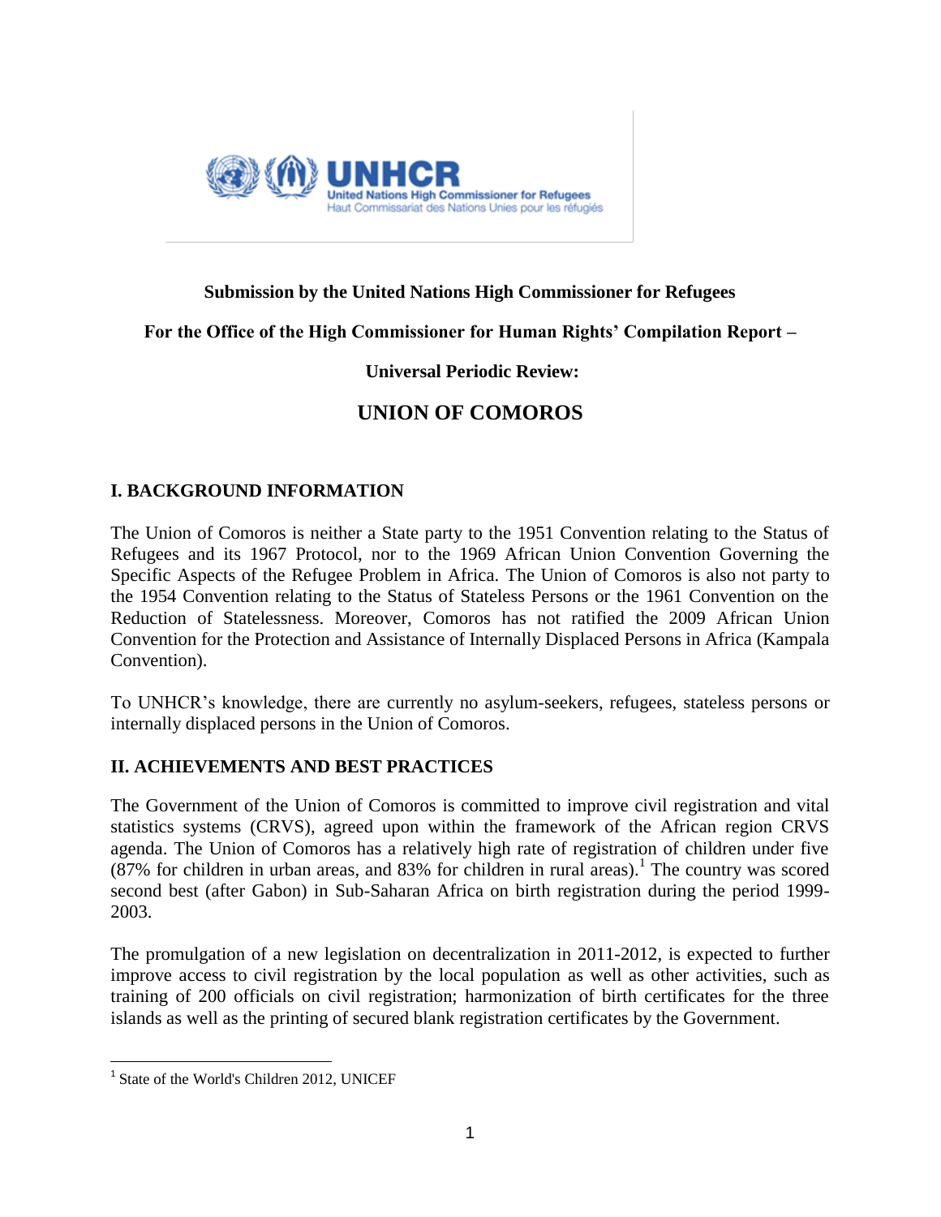**Submission by the United Nations High Commissioner for Refugees**

**For the Office of the High Commissioner for Human Rights' Compilation Report –**

**Universal Periodic Review:**

# UNION OF COMOROS

## I. BACKGROUND INFORMATION

The Union of Comoros is neither a State party to the 1951 Convention relating to the Status of Refugees and its 1967 Protocol, nor to the 1969 African Union Convention Governing the Specific Aspects of the Refugee Problem in Africa. The Union of Comoros is also not party to the 1954 Convention relating to the Status of Stateless Persons or the 1961 Convention on the Reduction of Statelessness. Moreover, Comoros has not ratified the 2009 African Union Convention for the Protection and Assistance of Internally Displaced Persons in Africa (Kampala Convention).

To UNHCR's knowledge, there are currently no asylum-seekers, refugees, stateless persons or internally displaced persons in the Union of Comoros.

## II. ACHIEVEMENTS AND BEST PRACTICES

The Government of the Union of Comoros is committed to improve civil registration and vital statistics systems (CRVS), agreed upon within the framework of the African region CRVS agenda. The Union of Comoros has a relatively high rate of registration of children under five (87% for children in urban areas, and 83% for children in rural areas).[1] The country was scored second best (after Gabon) in Sub-Saharan Africa on birth registration during the period 1999-2003.

The promulgation of a new legislation on decentralization in 2011-2012, is expected to further improve access to civil registration by the local population as well as other activities, such as training of 200 officials on civil registration; harmonization of birth certificates for the three islands as well as the printing of secured blank registration certificates by the Government.

[1] State of the World's Children 2012, UNICEF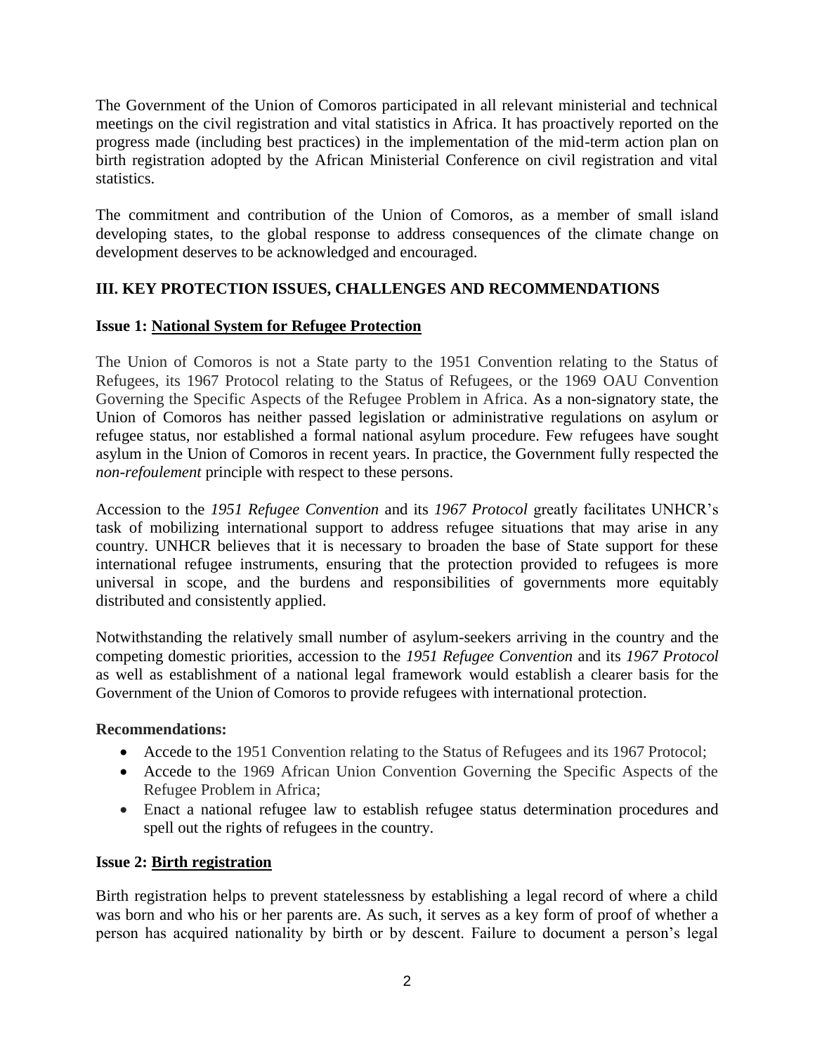The Government of the Union of Comoros participated in all relevant ministerial and technical meetings on the civil registration and vital statistics in Africa. It has proactively reported on the progress made (including best practices) in the implementation of the mid-term action plan on birth registration adopted by the African Ministerial Conference on civil registration and vital statistics.

The commitment and contribution of the Union of Comoros, as a member of small island developing states, to the global response to address consequences of the climate change on development deserves to be acknowledged and encouraged.

## III. KEY PROTECTION ISSUES, CHALLENGES AND RECOMMENDATIONS

### Issue 1: National System for Refugee Protection

The Union of Comoros is not a State party to the 1951 Convention relating to the Status of Refugees, its 1967 Protocol relating to the Status of Refugees, or the 1969 OAU Convention Governing the Specific Aspects of the Refugee Problem in Africa. As a non-signatory state, the Union of Comoros has neither passed legislation or administrative regulations on asylum or refugee status, nor established a formal national asylum procedure. Few refugees have sought asylum in the Union of Comoros in recent years. In practice, the Government fully respected the *non-refoulement* principle with respect to these persons.

Accession to the *1951 Refugee Convention* and its *1967 Protocol* greatly facilitates UNHCR's task of mobilizing international support to address refugee situations that may arise in any country. UNHCR believes that it is necessary to broaden the base of State support for these international refugee instruments, ensuring that the protection provided to refugees is more universal in scope, and the burdens and responsibilities of governments more equitably distributed and consistently applied.

Notwithstanding the relatively small number of asylum-seekers arriving in the country and the competing domestic priorities, accession to the *1951 Refugee Convention* and its *1967 Protocol* as well as establishment of a national legal framework would establish a clearer basis for the Government of the Union of Comoros to provide refugees with international protection.

**Recommendations:**

- Accede to the 1951 Convention relating to the Status of Refugees and its 1967 Protocol;
- Accede to the 1969 African Union Convention Governing the Specific Aspects of the Refugee Problem in Africa;
- Enact a national refugee law to establish refugee status determination procedures and spell out the rights of refugees in the country.

### Issue 2: Birth registration

Birth registration helps to prevent statelessness by establishing a legal record of where a child was born and who his or her parents are. As such, it serves as a key form of proof of whether a person has acquired nationality by birth or by descent. Failure to document a person's legal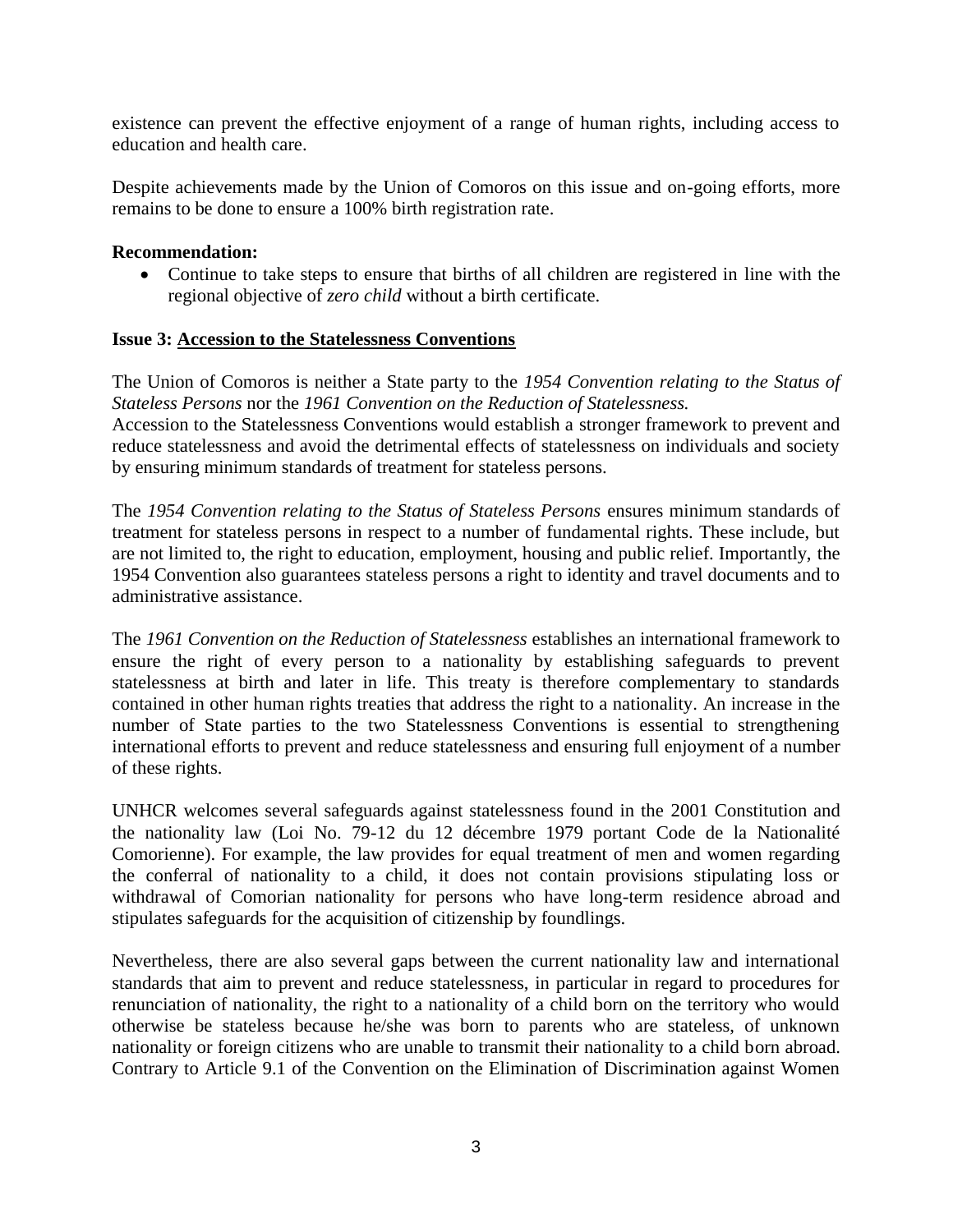existence can prevent the effective enjoyment of a range of human rights, including access to education and health care.

Despite achievements made by the Union of Comoros on this issue and on-going efforts, more remains to be done to ensure a 100% birth registration rate.

**Recommendation:**

- Continue to take steps to ensure that births of all children are registered in line with the regional objective of *zero child* without a birth certificate.

**Issue 3: <u>Accession to the Statelessness Conventions</u>**

The Union of Comoros is neither a State party to the *1954 Convention relating to the Status of Stateless Persons* nor the *1961 Convention on the Reduction of Statelessness.*
Accession to the Statelessness Conventions would establish a stronger framework to prevent and reduce statelessness and avoid the detrimental effects of statelessness on individuals and society by ensuring minimum standards of treatment for stateless persons.

The *1954 Convention relating to the Status of Stateless Persons* ensures minimum standards of treatment for stateless persons in respect to a number of fundamental rights. These include, but are not limited to, the right to education, employment, housing and public relief. Importantly, the 1954 Convention also guarantees stateless persons a right to identity and travel documents and to administrative assistance.

The *1961 Convention on the Reduction of Statelessness* establishes an international framework to ensure the right of every person to a nationality by establishing safeguards to prevent statelessness at birth and later in life. This treaty is therefore complementary to standards contained in other human rights treaties that address the right to a nationality. An increase in the number of State parties to the two Statelessness Conventions is essential to strengthening international efforts to prevent and reduce statelessness and ensuring full enjoyment of a number of these rights.

UNHCR welcomes several safeguards against statelessness found in the 2001 Constitution and the nationality law (Loi No. 79-12 du 12 décembre 1979 portant Code de la Nationalité Comorienne). For example, the law provides for equal treatment of men and women regarding the conferral of nationality to a child, it does not contain provisions stipulating loss or withdrawal of Comorian nationality for persons who have long-term residence abroad and stipulates safeguards for the acquisition of citizenship by foundlings.

Nevertheless, there are also several gaps between the current nationality law and international standards that aim to prevent and reduce statelessness, in particular in regard to procedures for renunciation of nationality, the right to a nationality of a child born on the territory who would otherwise be stateless because he/she was born to parents who are stateless, of unknown nationality or foreign citizens who are unable to transmit their nationality to a child born abroad. Contrary to Article 9.1 of the Convention on the Elimination of Discrimination against Women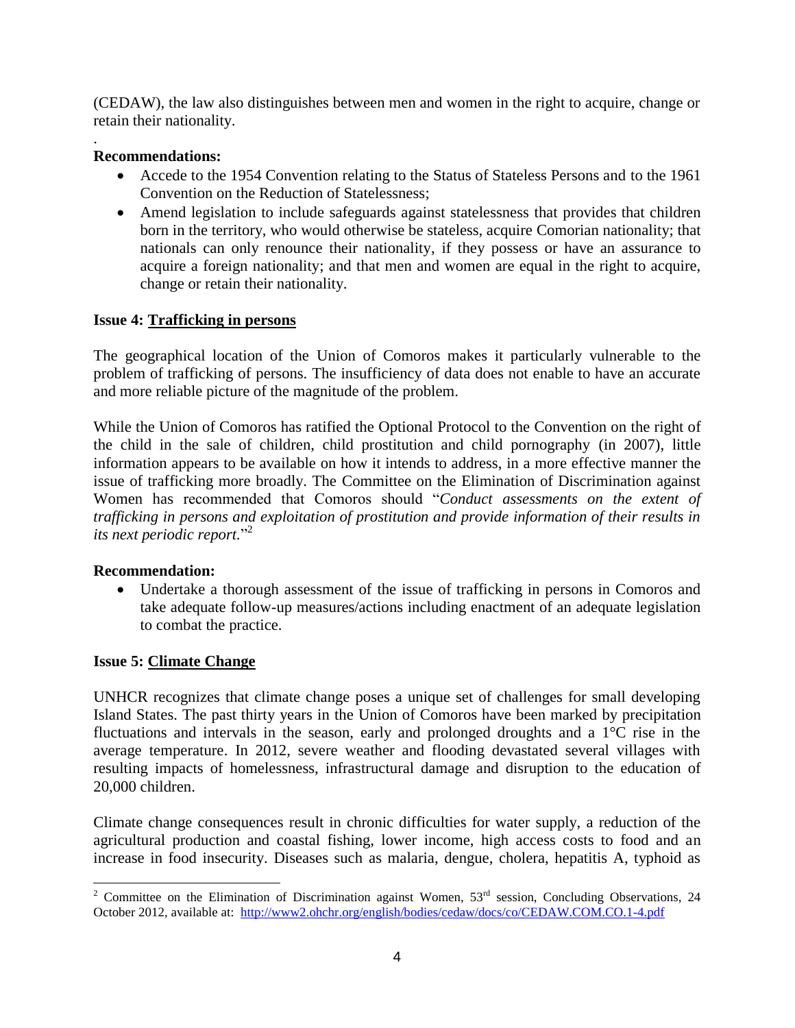(CEDAW), the law also distinguishes between men and women in the right to acquire, change or retain their nationality.

.

**Recommendations:**

- Accede to the 1954 Convention relating to the Status of Stateless Persons and to the 1961 Convention on the Reduction of Statelessness;
- Amend legislation to include safeguards against statelessness that provides that children born in the territory, who would otherwise be stateless, acquire Comorian nationality; that nationals can only renounce their nationality, if they possess or have an assurance to acquire a foreign nationality; and that men and women are equal in the right to acquire, change or retain their nationality.

**Issue 4: <u>Trafficking in persons</u>**

The geographical location of the Union of Comoros makes it particularly vulnerable to the problem of trafficking of persons. The insufficiency of data does not enable to have an accurate and more reliable picture of the magnitude of the problem.

While the Union of Comoros has ratified the Optional Protocol to the Convention on the right of the child in the sale of children, child prostitution and child pornography (in 2007), little information appears to be available on how it intends to address, in a more effective manner the issue of trafficking more broadly. The Committee on the Elimination of Discrimination against Women has recommended that Comoros should "*Conduct assessments on the extent of trafficking in persons and exploitation of prostitution and provide information of their results in its next periodic report.*"[2]

**Recommendation:**

- Undertake a thorough assessment of the issue of trafficking in persons in Comoros and take adequate follow-up measures/actions including enactment of an adequate legislation to combat the practice.

**Issue 5: <u>Climate Change</u>**

UNHCR recognizes that climate change poses a unique set of challenges for small developing Island States. The past thirty years in the Union of Comoros have been marked by precipitation fluctuations and intervals in the season, early and prolonged droughts and a 1°C rise in the average temperature. In 2012, severe weather and flooding devastated several villages with resulting impacts of homelessness, infrastructural damage and disruption to the education of 20,000 children.

Climate change consequences result in chronic difficulties for water supply, a reduction of the agricultural production and coastal fishing, lower income, high access costs to food and an increase in food insecurity. Diseases such as malaria, dengue, cholera, hepatitis A, typhoid as

---

[2] Committee on the Elimination of Discrimination against Women, 53rd session, Concluding Observations, 24 October 2012, available at: http://www2.ohchr.org/english/bodies/cedaw/docs/co/CEDAW.COM.CO.1-4.pdf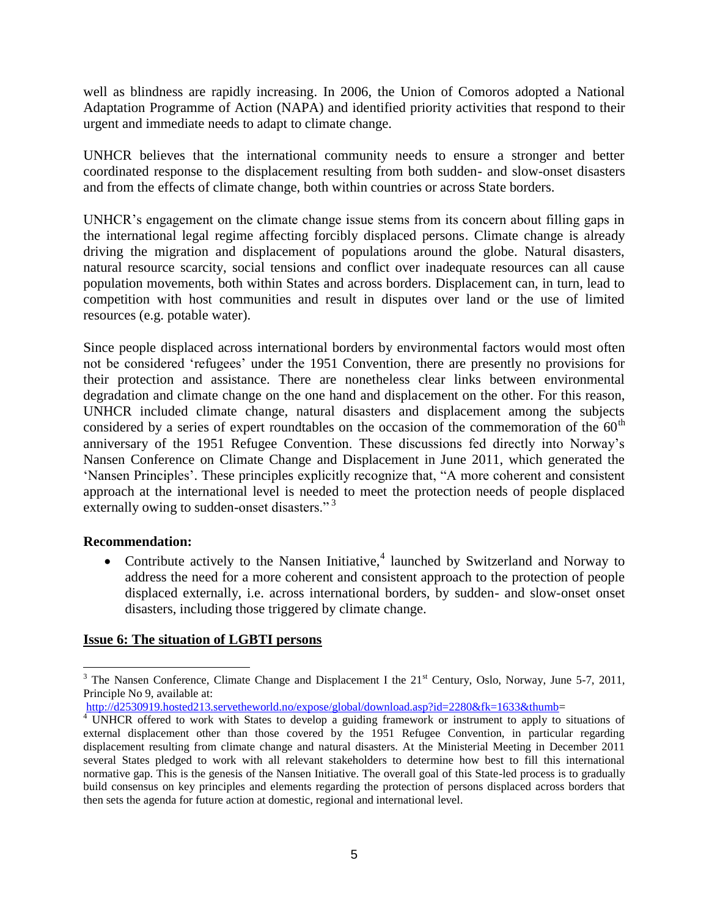well as blindness are rapidly increasing. In 2006, the Union of Comoros adopted a National Adaptation Programme of Action (NAPA) and identified priority activities that respond to their urgent and immediate needs to adapt to climate change.

UNHCR believes that the international community needs to ensure a stronger and better coordinated response to the displacement resulting from both sudden- and slow-onset disasters and from the effects of climate change, both within countries or across State borders.

UNHCR's engagement on the climate change issue stems from its concern about filling gaps in the international legal regime affecting forcibly displaced persons. Climate change is already driving the migration and displacement of populations around the globe. Natural disasters, natural resource scarcity, social tensions and conflict over inadequate resources can all cause population movements, both within States and across borders. Displacement can, in turn, lead to competition with host communities and result in disputes over land or the use of limited resources (e.g. potable water).

Since people displaced across international borders by environmental factors would most often not be considered 'refugees' under the 1951 Convention, there are presently no provisions for their protection and assistance. There are nonetheless clear links between environmental degradation and climate change on the one hand and displacement on the other. For this reason, UNHCR included climate change, natural disasters and displacement among the subjects considered by a series of expert roundtables on the occasion of the commemoration of the 60th anniversary of the 1951 Refugee Convention. These discussions fed directly into Norway's Nansen Conference on Climate Change and Displacement in June 2011, which generated the 'Nansen Principles'. These principles explicitly recognize that, "A more coherent and consistent approach at the international level is needed to meet the protection needs of people displaced externally owing to sudden-onset disasters."[3]

**Recommendation:**

- Contribute actively to the Nansen Initiative,[4] launched by Switzerland and Norway to address the need for a more coherent and consistent approach to the protection of people displaced externally, i.e. across international borders, by sudden- and slow-onset onset disasters, including those triggered by climate change.

**Issue 6: The situation of LGBTI persons**

---

[3] The Nansen Conference, Climate Change and Displacement I the 21st Century, Oslo, Norway, June 5-7, 2011, Principle No 9, available at: http://d2530919.hosted213.servetheworld.no/expose/global/download.asp?id=2280&fk=1633&thumb=

[4] UNHCR offered to work with States to develop a guiding framework or instrument to apply to situations of external displacement other than those covered by the 1951 Refugee Convention, in particular regarding displacement resulting from climate change and natural disasters. At the Ministerial Meeting in December 2011 several States pledged to work with all relevant stakeholders to determine how best to fill this international normative gap. This is the genesis of the Nansen Initiative. The overall goal of this State-led process is to gradually build consensus on key principles and elements regarding the protection of persons displaced across borders that then sets the agenda for future action at domestic, regional and international level.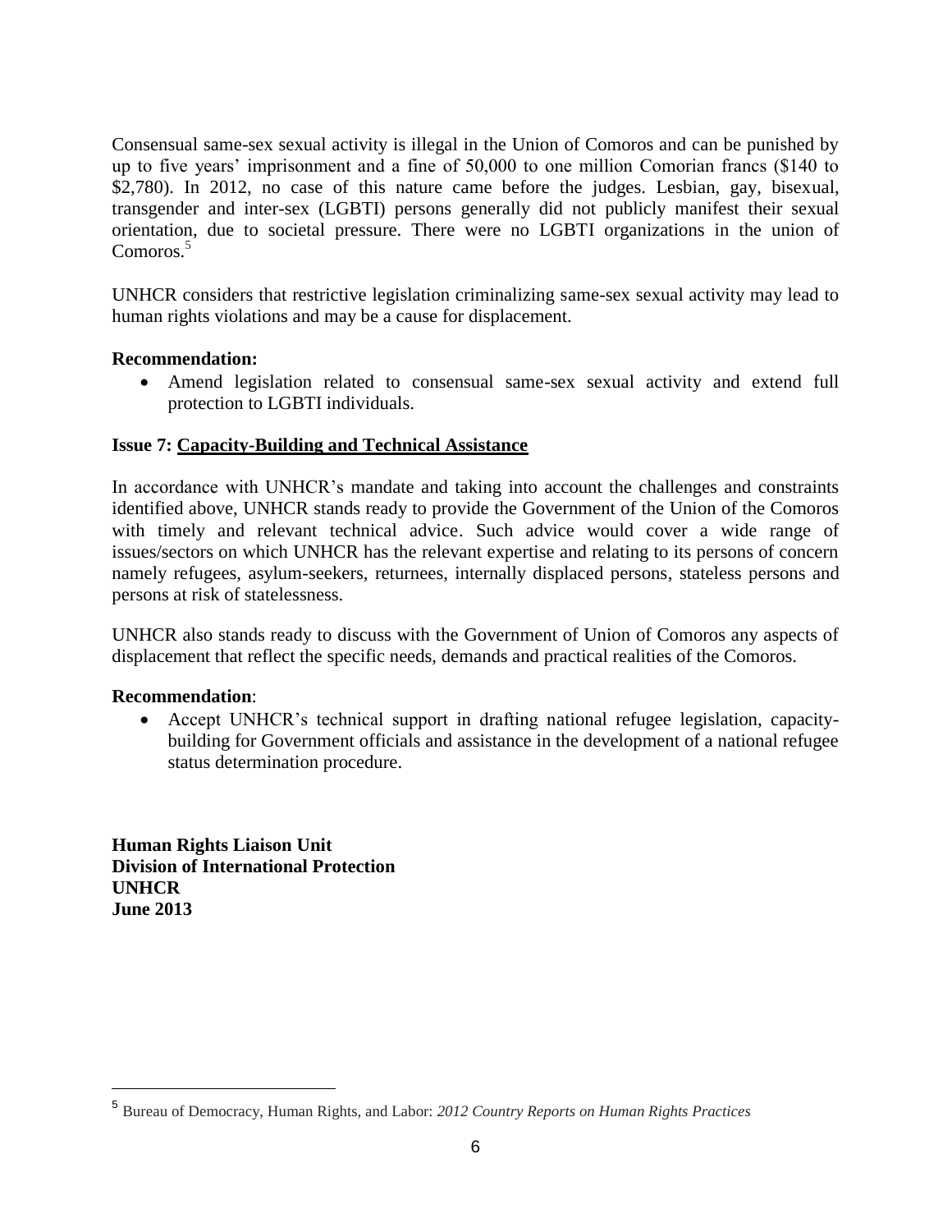Consensual same-sex sexual activity is illegal in the Union of Comoros and can be punished by up to five years' imprisonment and a fine of 50,000 to one million Comorian francs ($140 to $2,780). In 2012, no case of this nature came before the judges. Lesbian, gay, bisexual, transgender and inter-sex (LGBTI) persons generally did not publicly manifest their sexual orientation, due to societal pressure. There were no LGBTI organizations in the union of Comoros.[5]

UNHCR considers that restrictive legislation criminalizing same-sex sexual activity may lead to human rights violations and may be a cause for displacement.

**Recommendation:**

- Amend legislation related to consensual same-sex sexual activity and extend full protection to LGBTI individuals.

**Issue 7: Capacity-Building and Technical Assistance**

In accordance with UNHCR's mandate and taking into account the challenges and constraints identified above, UNHCR stands ready to provide the Government of the Union of the Comoros with timely and relevant technical advice. Such advice would cover a wide range of issues/sectors on which UNHCR has the relevant expertise and relating to its persons of concern namely refugees, asylum-seekers, returnees, internally displaced persons, stateless persons and persons at risk of statelessness.

UNHCR also stands ready to discuss with the Government of Union of Comoros any aspects of displacement that reflect the specific needs, demands and practical realities of the Comoros.

**Recommendation**:

- Accept UNHCR's technical support in drafting national refugee legislation, capacity-building for Government officials and assistance in the development of a national refugee status determination procedure.

**Human Rights Liaison Unit**
**Division of International Protection**
**UNHCR**
**June 2013**

---

[5] Bureau of Democracy, Human Rights, and Labor: *2012 Country Reports on Human Rights Practices*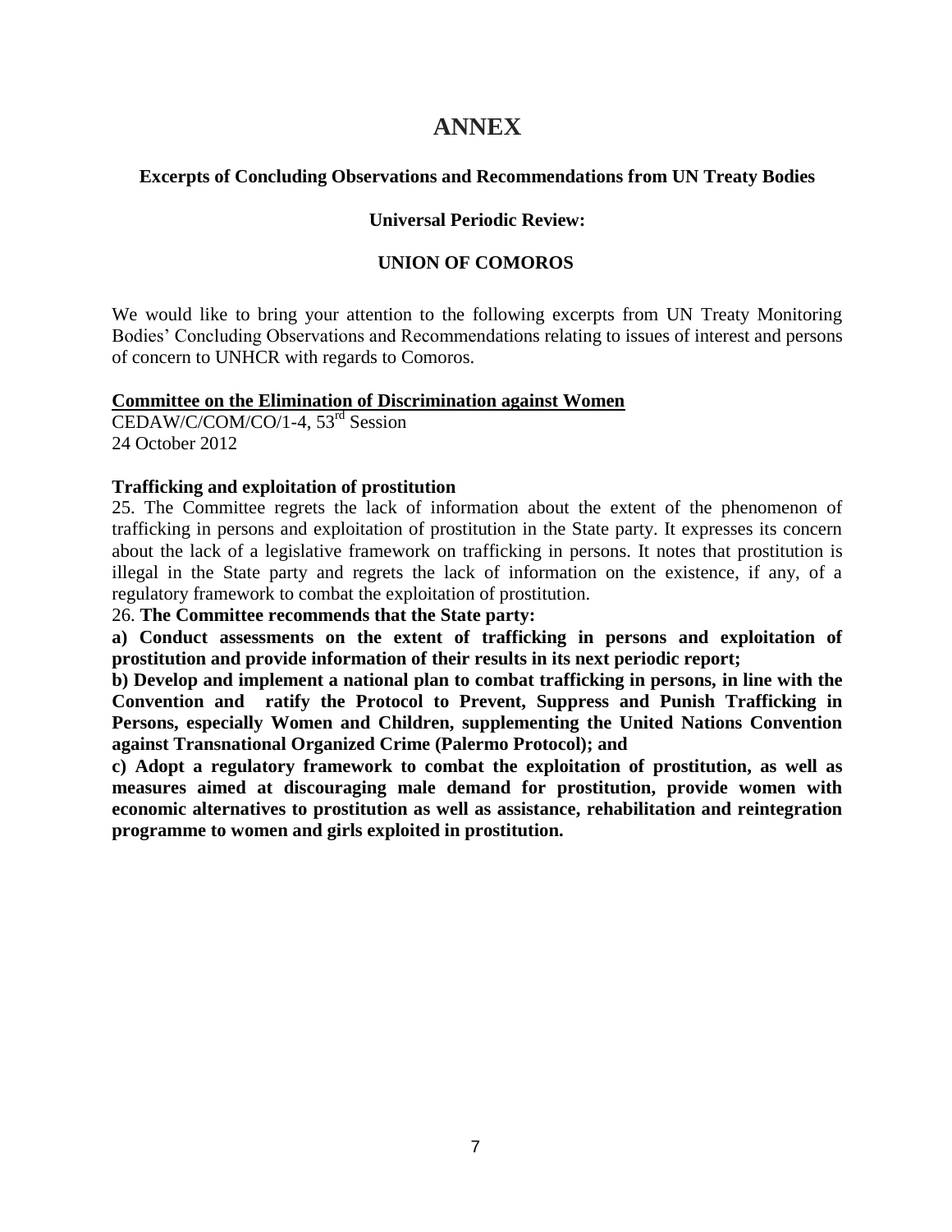# ANNEX

### Excerpts of Concluding Observations and Recommendations from UN Treaty Bodies

### Universal Periodic Review:

### UNION OF COMOROS

We would like to bring your attention to the following excerpts from UN Treaty Monitoring Bodies' Concluding Observations and Recommendations relating to issues of interest and persons of concern to UNHCR with regards to Comoros.

**Committee on the Elimination of Discrimination against Women**
CEDAW/C/COM/CO/1-4, 53rd Session
24 October 2012

**Trafficking and exploitation of prostitution**

25. The Committee regrets the lack of information about the extent of the phenomenon of trafficking in persons and exploitation of prostitution in the State party. It expresses its concern about the lack of a legislative framework on trafficking in persons. It notes that prostitution is illegal in the State party and regrets the lack of information on the existence, if any, of a regulatory framework to combat the exploitation of prostitution.

26. **The Committee recommends that the State party:**

**a) Conduct assessments on the extent of trafficking in persons and exploitation of prostitution and provide information of their results in its next periodic report;**

**b) Develop and implement a national plan to combat trafficking in persons, in line with the Convention and ratify the Protocol to Prevent, Suppress and Punish Trafficking in Persons, especially Women and Children, supplementing the United Nations Convention against Transnational Organized Crime (Palermo Protocol); and**

**c) Adopt a regulatory framework to combat the exploitation of prostitution, as well as measures aimed at discouraging male demand for prostitution, provide women with economic alternatives to prostitution as well as assistance, rehabilitation and reintegration programme to women and girls exploited in prostitution.**